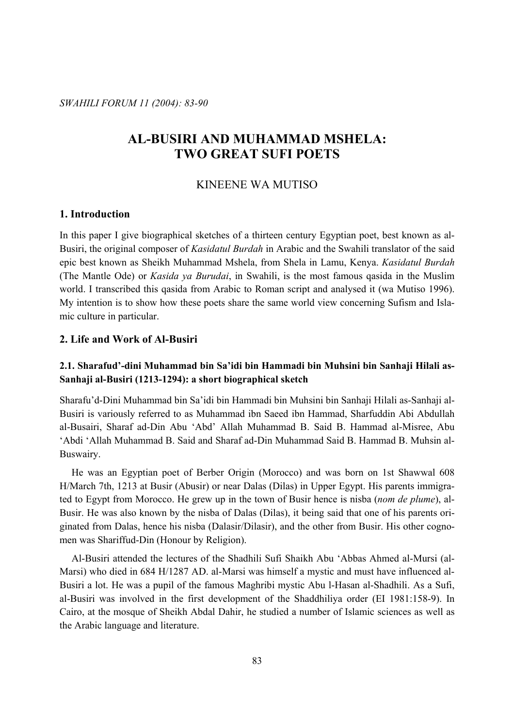# AL-BUSIRI AND MUHAMMAD MSHELA: TWO GREAT SUFI POETS

KINEENE WA MUTISO

## 1. Introduction

In this paper I give biographical sketches of a thirteen century Egyptian poet, best known as al-Busiri, the original composer of *Kasidatul Burdah* in Arabic and the Swahili translator of the said epic best known as Sheikh Muhammad Mshela, from Shela in Lamu, Kenya. *Kasidatul Burdah* (The Mantle Ode) or *Kasida ya Burudai*, in Swahili, is the most famous qasida in the Muslim world. I transcribed this qasida from Arabic to Roman script and analysed it (wa Mutiso 1996). My intention is to show how these poets share the same world view concerning Sufism and Islamic culture in particular.

## 2. Life and Work of Al-Busiri

### 2.1. Sharafud'-dini Muhammad bin Sa'idi bin Hammadi bin Muhsini bin Sanhaji Hilali as-Sanhaji al-Busiri (1213-1294): a short biographical sketch

Sharafu'd-Dini Muhammad bin Sa'idi bin Hammadi bin Muhsini bin Sanhaji Hilali as-Sanhaji al-Busiri is variously referred to as Muhammad ibn Saeed ibn Hammad, Sharfuddin Abi Abdullah al-Busairi, Sharaf ad-Din Abu 'Abd' Allah Muhammad B. Said B. Hammad al-Misree, Abu 'Abdi 'Allah Muhammad B. Said and Sharaf ad-Din Muhammad Said B. Hammad B. Muhsin al-Buswairy.

He was an Egyptian poet of Berber Origin (Morocco) and was born on 1st Shawwal 608 H/March 7th, 1213 at Busir (Abusir) or near Dalas (Dilas) in Upper Egypt. His parents immigrated to Egypt from Morocco. He grew up in the town of Busir hence is nisba (*nom de plume*), al-Busir. He was also known by the nisba of Dalas (Dilas), it being said that one of his parents originated from Dalas, hence his nisba (Dalasir/Dilasir), and the other from Busir. His other cognomen was Shariffud-Din (Honour by Religion).

Al-Busiri attended the lectures of the Shadhili Sufi Shaikh Abu 'Abbas Ahmed al-Mursi (al-Marsi) who died in 684 H/1287 AD. al-Marsi was himself a mystic and must have influenced al-Busiri a lot. He was a pupil of the famous Maghribi mystic Abu l-Hasan al-Shadhili. As a Sufi, al-Busiri was involved in the first development of the Shaddhiliya order (EI 1981:158-9). In Cairo, at the mosque of Sheikh Abdal Dahir, he studied a number of Islamic sciences as well as the Arabic language and literature.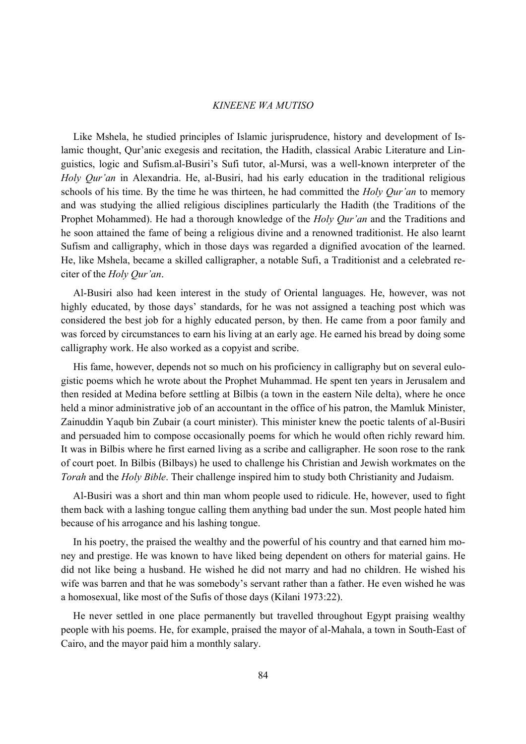Like Mshela, he studied principles of Islamic jurisprudence, history and development of Islamic thought, Qur'anic exegesis and recitation, the Hadith, classical Arabic Literature and Linguistics, logic and Sufism.al-Busiri's Sufi tutor, al-Mursi, was a well-known interpreter of the *Holy Qur'an* in Alexandria. He, al-Busiri, had his early education in the traditional religious schools of his time. By the time he was thirteen, he had committed the *Holy Qur'an* to memory and was studying the allied religious disciplines particularly the Hadith (the Traditions of the Prophet Mohammed). He had a thorough knowledge of the *Holy Qur'an* and the Traditions and he soon attained the fame of being a religious divine and a renowned traditionist. He also learnt Sufism and calligraphy, which in those days was regarded a dignified avocation of the learned. He, like Mshela, became a skilled calligrapher, a notable Sufi, a Traditionist and a celebrated reciter of the *Holy Qur'an*.

Al-Busiri also had keen interest in the study of Oriental languages. He, however, was not highly educated, by those days' standards, for he was not assigned a teaching post which was considered the best job for a highly educated person, by then. He came from a poor family and was forced by circumstances to earn his living at an early age. He earned his bread by doing some calligraphy work. He also worked as a copyist and scribe.

His fame, however, depends not so much on his proficiency in calligraphy but on several eulogistic poems which he wrote about the Prophet Muhammad. He spent ten years in Jerusalem and then resided at Medina before settling at Bilbis (a town in the eastern Nile delta), where he once held a minor administrative job of an accountant in the office of his patron, the Mamluk Minister, Zainuddin Yaqub bin Zubair (a court minister). This minister knew the poetic talents of al-Busiri and persuaded him to compose occasionally poems for which he would often richly reward him. It was in Bilbis where he first earned living as a scribe and calligrapher. He soon rose to the rank of court poet. In Bilbis (Bilbays) he used to challenge his Christian and Jewish workmates on the *Torah* and the *Holy Bible*. Their challenge inspired him to study both Christianity and Judaism.

Al-Busiri was a short and thin man whom people used to ridicule. He, however, used to fight them back with a lashing tongue calling them anything bad under the sun. Most people hated him because of his arrogance and his lashing tongue.

In his poetry, the praised the wealthy and the powerful of his country and that earned him money and prestige. He was known to have liked being dependent on others for material gains. He did not like being a husband. He wished he did not marry and had no children. He wished his wife was barren and that he was somebody's servant rather than a father. He even wished he was a homosexual, like most of the Sufis of those days (Kilani 1973:22).

He never settled in one place permanently but travelled throughout Egypt praising wealthy people with his poems. He, for example, praised the mayor of al-Mahala, a town in South-East of Cairo, and the mayor paid him a monthly salary.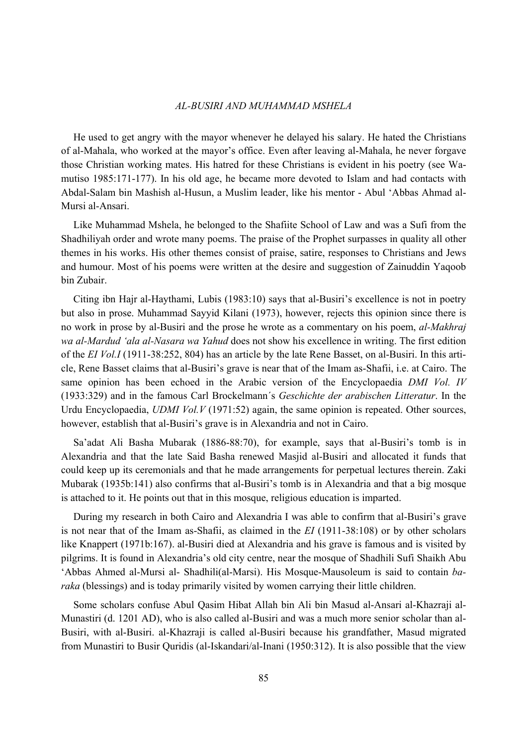He used to get angry with the mayor whenever he delayed his salary. He hated the Christians of al-Mahala, who worked at the mayor's office. Even after leaving al-Mahala, he never forgave those Christian working mates. His hatred for these Christians is evident in his poetry (see Wamutiso 1985:171-177). In his old age, he became more devoted to Islam and had contacts with Abdal-Salam bin Mashish al-Husun, a Muslim leader, like his mentor - Abul 'Abbas Ahmad al-Mursi al-Ansari.

Like Muhammad Mshela, he belonged to the Shafiite School of Law and was a Sufi from the Shadhiliyah order and wrote many poems. The praise of the Prophet surpasses in quality all other themes in his works. His other themes consist of praise, satire, responses to Christians and Jews and humour. Most of his poems were written at the desire and suggestion of Zainuddin Yaqoob bin Zubair.

Citing ibn Hajr al-Haythami, Lubis (1983:10) says that al-Busiri's excellence is not in poetry but also in prose. Muhammad Sayyid Kilani (1973), however, rejects this opinion since there is no work in prose by al-Busiri and the prose he wrote as a commentary on his poem, *al-Makhraj wa al-Mardud 'ala al-Nasara wa Yahud* does not show his excellence in writing. The first edition of the *EI Vol.I* (1911-38:252, 804) has an article by the late Rene Basset, on al-Busiri. In this article, Rene Basset claims that al-Busiri's grave is near that of the Imam as-Shafii, i.e. at Cairo. The same opinion has been echoed in the Arabic version of the Encyclopaedia *DMI Vol. IV* (1933:329) and in the famous Carl Brockelmann´s *Geschichte der arabischen Litteratur*. In the Urdu Encyclopaedia, *UDMI Vol.V* (1971:52) again, the same opinion is repeated. Other sources, however, establish that al-Busiri's grave is in Alexandria and not in Cairo.

Sa'adat Ali Basha Mubarak (1886-88:70), for example, says that al-Busiri's tomb is in Alexandria and that the late Said Basha renewed Masjid al-Busiri and allocated it funds that could keep up its ceremonials and that he made arrangements for perpetual lectures therein. Zaki Mubarak (1935b:141) also confirms that al-Busiri's tomb is in Alexandria and that a big mosque is attached to it. He points out that in this mosque, religious education is imparted.

During my research in both Cairo and Alexandria I was able to confirm that al-Busiri's grave is not near that of the Imam as-Shafii, as claimed in the *EI* (1911-38:108) or by other scholars like Knappert (1971b:167). al-Busiri died at Alexandria and his grave is famous and is visited by pilgrims. It is found in Alexandria's old city centre, near the mosque of Shadhili Sufi Shaikh Abu 'Abbas Ahmed al-Mursi al- Shadhili(al-Marsi). His Mosque-Mausoleum is said to contain *baraka* (blessings) and is today primarily visited by women carrying their little children.

Some scholars confuse Abul Qasim Hibat Allah bin Ali bin Masud al-Ansari al-Khazraji al-Munastiri (d. 1201 AD), who is also called al-Busiri and was a much more senior scholar than al-Busiri, with al-Busiri. al-Khazraji is called al-Busiri because his grandfather, Masud migrated from Munastiri to Busir Quridis (al-Iskandari/al-Inani (1950:312). It is also possible that the view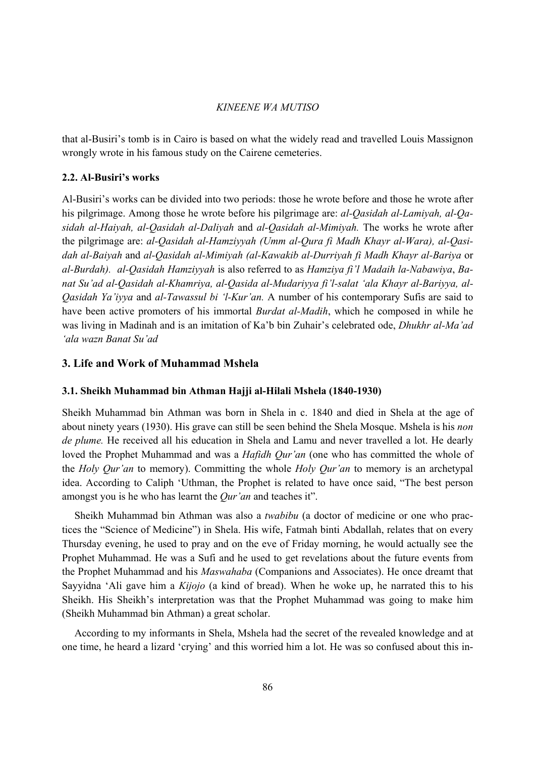that al-Busiri's tomb is in Cairo is based on what the widely read and travelled Louis Massignon wrongly wrote in his famous study on the Cairene cemeteries.

### 2.2. Al-Busiri's works

Al-Busiri's works can be divided into two periods: those he wrote before and those he wrote after his pilgrimage. Among those he wrote before his pilgrimage are: *al-Qasidah al-Lamiyah, al-Qasidah al-Haiyah, al-Qasidah al-Daliyah* and *al-Qasidah al-Mimiyah.* The works he wrote after the pilgrimage are: *al-Qasidah al-Hamziyyah (Umm al-Qura fi Madh Khayr al-Wara), al-Qasidah al-Baiyah* and *al-Qasidah al-Mimiyah (al-Kawakib al-Durriyah fi Madh Khayr al-Bariya* or *al-Burdah). al-Qasidah Hamziyyah* is also referred to as *Hamziya fi'l Madaih la-Nabawiya*, *Banat Su'ad al-Qasidah al-Khamriya, al-Qasida al-Mudariyya fi'l-salat 'ala Khayr al-Bariyya, al-Qasidah Ya'iyya* and *al-Tawassul bi 'l-Kur'an.* A number of his contemporary Sufis are said to have been active promoters of his immortal *Burdat al-Madih*, which he composed in while he was living in Madinah and is an imitation of Ka'b bin Zuhair's celebrated ode, *Dhukhr al-Ma'ad 'ala wazn Banat Su'ad*

## 3. Life and Work of Muhammad Mshela

### 3.1. Sheikh Muhammad bin Athman Hajji al-Hilali Mshela (1840-1930)

Sheikh Muhammad bin Athman was born in Shela in c. 1840 and died in Shela at the age of about ninety years (1930). His grave can still be seen behind the Shela Mosque. Mshela is his *non de plume.* He received all his education in Shela and Lamu and never travelled a lot. He dearly loved the Prophet Muhammad and was a *Hafidh Qur'an* (one who has committed the whole of the *Holy Qur'an* to memory). Committing the whole *Holy Qur'an* to memory is an archetypal idea. According to Caliph 'Uthman, the Prophet is related to have once said, "The best person amongst you is he who has learnt the *Qur'an* and teaches it".

Sheikh Muhammad bin Athman was also a *twabibu* (a doctor of medicine or one who practices the "Science of Medicine") in Shela. His wife, Fatmah binti Abdallah, relates that on every Thursday evening, he used to pray and on the eve of Friday morning, he would actually see the Prophet Muhammad. He was a Sufi and he used to get revelations about the future events from the Prophet Muhammad and his *Maswahaba* (Companions and Associates). He once dreamt that Sayyidna 'Ali gave him a *Kijojo* (a kind of bread). When he woke up, he narrated this to his Sheikh. His Sheikh's interpretation was that the Prophet Muhammad was going to make him (Sheikh Muhammad bin Athman) a great scholar.

According to my informants in Shela, Mshela had the secret of the revealed knowledge and at one time, he heard a lizard 'crying' and this worried him a lot. He was so confused about this in-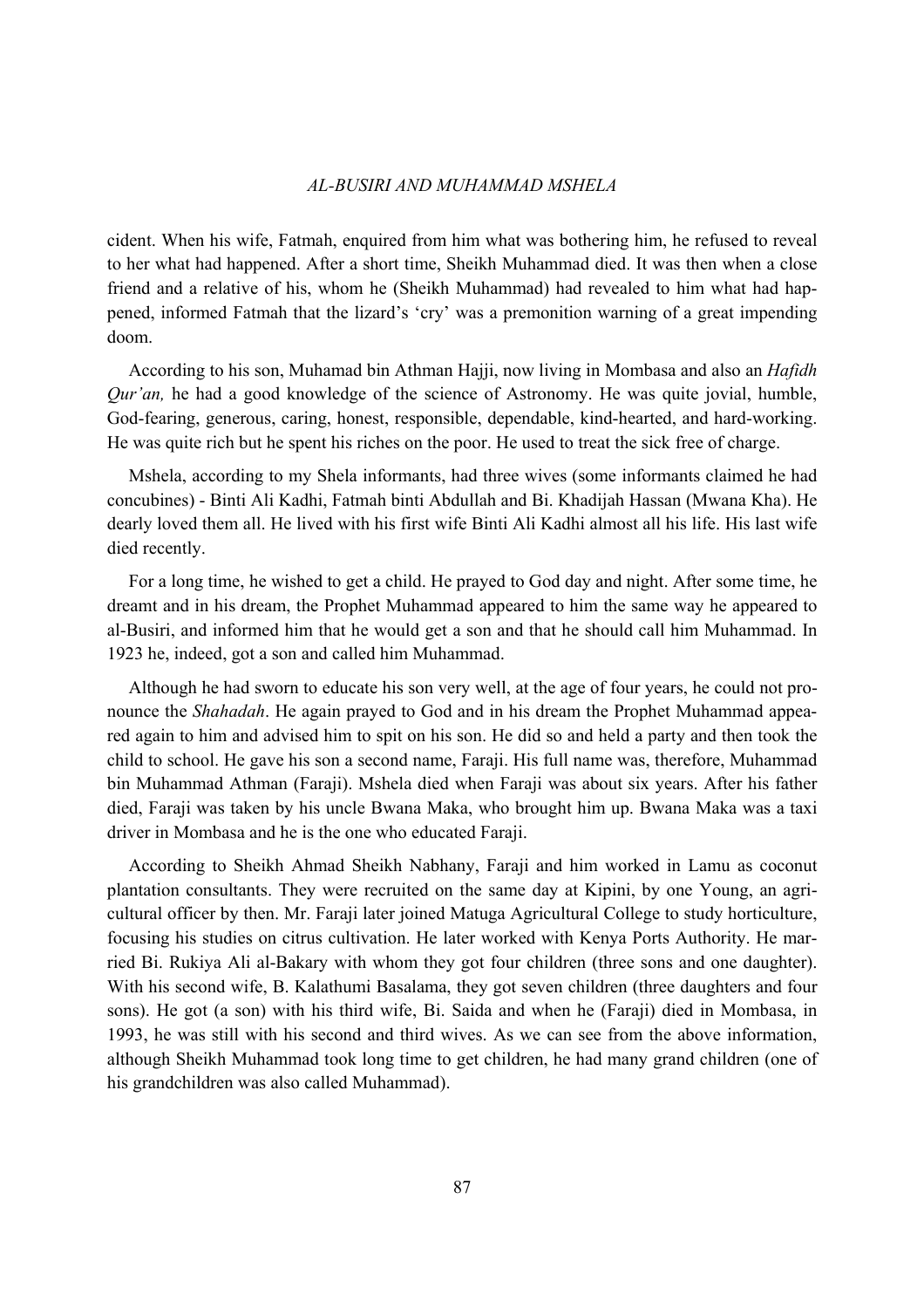cident. When his wife, Fatmah, enquired from him what was bothering him, he refused to reveal to her what had happened. After a short time, Sheikh Muhammad died. It was then when a close friend and a relative of his, whom he (Sheikh Muhammad) had revealed to him what had happened, informed Fatmah that the lizard's 'cry' was a premonition warning of a great impending doom.

According to his son, Muhamad bin Athman Hajji, now living in Mombasa and also an *Hafidh Qur'an,* he had a good knowledge of the science of Astronomy. He was quite jovial, humble, God-fearing, generous, caring, honest, responsible, dependable, kind-hearted, and hard-working. He was quite rich but he spent his riches on the poor. He used to treat the sick free of charge.

Mshela, according to my Shela informants, had three wives (some informants claimed he had concubines) - Binti Ali Kadhi, Fatmah binti Abdullah and Bi. Khadijah Hassan (Mwana Kha). He dearly loved them all. He lived with his first wife Binti Ali Kadhi almost all his life. His last wife died recently.

For a long time, he wished to get a child. He prayed to God day and night. After some time, he dreamt and in his dream, the Prophet Muhammad appeared to him the same way he appeared to al-Busiri, and informed him that he would get a son and that he should call him Muhammad. In 1923 he, indeed, got a son and called him Muhammad.

Although he had sworn to educate his son very well, at the age of four years, he could not pronounce the *Shahadah*. He again prayed to God and in his dream the Prophet Muhammad appeared again to him and advised him to spit on his son. He did so and held a party and then took the child to school. He gave his son a second name, Faraji. His full name was, therefore, Muhammad bin Muhammad Athman (Faraji). Mshela died when Faraji was about six years. After his father died, Faraji was taken by his uncle Bwana Maka, who brought him up. Bwana Maka was a taxi driver in Mombasa and he is the one who educated Faraji.

According to Sheikh Ahmad Sheikh Nabhany, Faraji and him worked in Lamu as coconut plantation consultants. They were recruited on the same day at Kipini, by one Young, an agricultural officer by then. Mr. Faraji later joined Matuga Agricultural College to study horticulture, focusing his studies on citrus cultivation. He later worked with Kenya Ports Authority. He married Bi. Rukiya Ali al-Bakary with whom they got four children (three sons and one daughter). With his second wife, B. Kalathumi Basalama, they got seven children (three daughters and four sons). He got (a son) with his third wife, Bi. Saida and when he (Faraji) died in Mombasa, in 1993, he was still with his second and third wives. As we can see from the above information, although Sheikh Muhammad took long time to get children, he had many grand children (one of his grandchildren was also called Muhammad).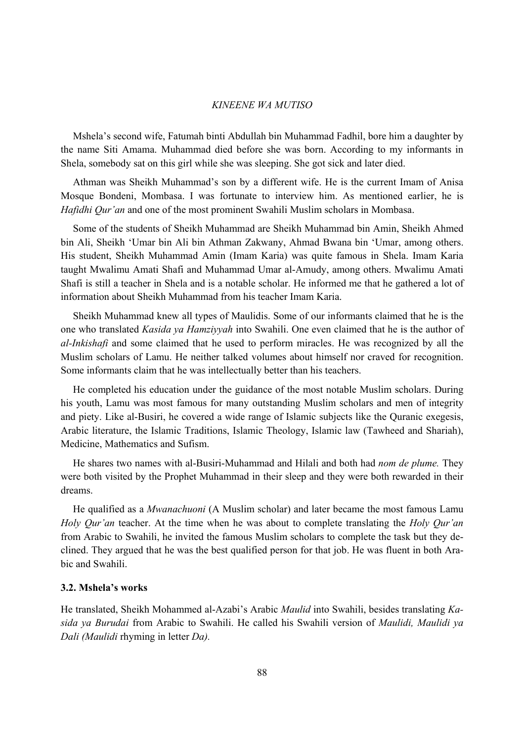Mshela's second wife, Fatumah binti Abdullah bin Muhammad Fadhil, bore him a daughter by the name Siti Amama. Muhammad died before she was born. According to my informants in Shela, somebody sat on this girl while she was sleeping. She got sick and later died.

Athman was Sheikh Muhammad's son by a different wife. He is the current Imam of Anisa Mosque Bondeni, Mombasa. I was fortunate to interview him. As mentioned earlier, he is *Hafidhi Qur'an* and one of the most prominent Swahili Muslim scholars in Mombasa.

Some of the students of Sheikh Muhammad are Sheikh Muhammad bin Amin, Sheikh Ahmed bin Ali, Sheikh 'Umar bin Ali bin Athman Zakwany, Ahmad Bwana bin 'Umar, among others. His student, Sheikh Muhammad Amin (Imam Karia) was quite famous in Shela. Imam Karia taught Mwalimu Amati Shafi and Muhammad Umar al-Amudy, among others. Mwalimu Amati Shafi is still a teacher in Shela and is a notable scholar. He informed me that he gathered a lot of information about Sheikh Muhammad from his teacher Imam Karia.

Sheikh Muhammad knew all types of Maulidis. Some of our informants claimed that he is the one who translated *Kasida ya Hamziyyah* into Swahili. One even claimed that he is the author of *al-Inkishafi* and some claimed that he used to perform miracles. He was recognized by all the Muslim scholars of Lamu. He neither talked volumes about himself nor craved for recognition. Some informants claim that he was intellectually better than his teachers.

He completed his education under the guidance of the most notable Muslim scholars. During his youth, Lamu was most famous for many outstanding Muslim scholars and men of integrity and piety. Like al-Busiri, he covered a wide range of Islamic subjects like the Quranic exegesis, Arabic literature, the Islamic Traditions, Islamic Theology, Islamic law (Tawheed and Shariah), Medicine, Mathematics and Sufism.

He shares two names with al-Busiri-Muhammad and Hilali and both had *nom de plume.* They were both visited by the Prophet Muhammad in their sleep and they were both rewarded in their dreams.

He qualified as a *Mwanachuoni* (A Muslim scholar) and later became the most famous Lamu *Holy Qur'an* teacher. At the time when he was about to complete translating the *Holy Qur'an* from Arabic to Swahili, he invited the famous Muslim scholars to complete the task but they declined. They argued that he was the best qualified person for that job. He was fluent in both Arabic and Swahili.

### 3.2. Mshela's works

He translated, Sheikh Mohammed al-Azabi's Arabic *Maulid* into Swahili, besides translating *Kasida ya Burudai* from Arabic to Swahili. He called his Swahili version of *Maulidi, Maulidi ya Dali (Maulidi* rhyming in letter *Da).*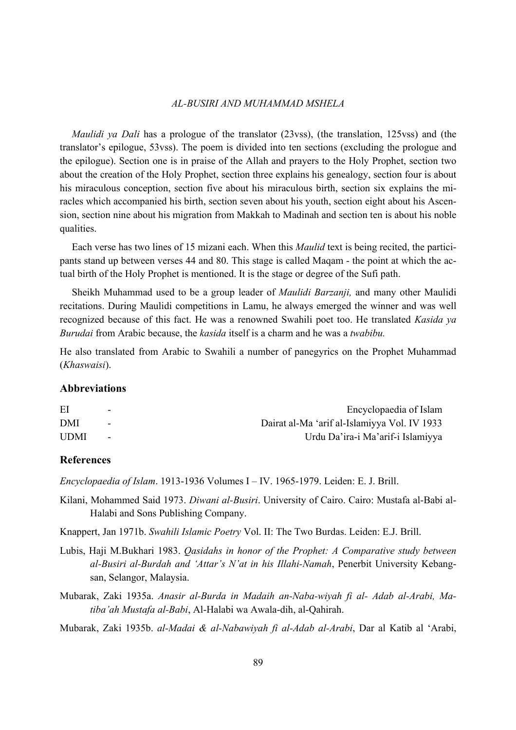*Maulidi ya Dali* has a prologue of the translator (23vss), (the translation, 125vss) and (the translator's epilogue, 53vss). The poem is divided into ten sections (excluding the prologue and the epilogue). Section one is in praise of the Allah and prayers to the Holy Prophet, section two about the creation of the Holy Prophet, section three explains his genealogy, section four is about his miraculous conception, section five about his miraculous birth, section six explains the miracles which accompanied his birth, section seven about his youth, section eight about his Ascension, section nine about his migration from Makkah to Madinah and section ten is about his noble qualities.

Each verse has two lines of 15 mizani each. When this *Maulid* text is being recited, the participants stand up between verses 44 and 80. This stage is called Maqam - the point at which the actual birth of the Holy Prophet is mentioned. It is the stage or degree of the Sufi path.

Sheikh Muhammad used to be a group leader of *Maulidi Barzanji,* and many other Maulidi recitations. During Maulidi competitions in Lamu, he always emerged the winner and was well recognized because of this fact. He was a renowned Swahili poet too. He translated *Kasida ya Burudai* from Arabic because, the *kasida* itself is a charm and he was a *twabibu.*

He also translated from Arabic to Swahili a number of panegyrics on the Prophet Muhammad (*Khaswaisi*).

## Abbreviations

| | | |
|---|---|---|
| EI | - | Encyclopaedia of Islam |
| DMI | - | Dairat al-Ma 'arif al-Islamiyya Vol. IV 1933 |
| UDMI | - | Urdu Da'ira-i Ma'arif-i Islamiyya |

## References

*Encyclopaedia of Islam*. 1913-1936 Volumes I – IV. 1965-1979. Leiden: E. J. Brill.

Kilani, Mohammed Said 1973. *Diwani al-Busiri*. University of Cairo. Cairo: Mustafa al-Babi al-Halabi and Sons Publishing Company.

Knappert, Jan 1971b. *Swahili Islamic Poetry* Vol. II: The Two Burdas. Leiden: E.J. Brill.

Lubis, Haji M.Bukhari 1983. *Qasidahs in honor of the Prophet: A Comparative study between al-Busiri al-Burdah and 'Attar's N'at in his Illahi-Namah*, Penerbit University Kebangsan, Selangor, Malaysia.

Mubarak, Zaki 1935a. *Anasir al-Burda in Madaih an-Naba-wiyah fi al- Adab al-Arabi, Matiba'ah Mustafa al-Babi*, Al-Halabi wa Awala-dih, al-Qahirah.

Mubarak, Zaki 1935b. *al-Madai & al-Nabawiyah fi al-Adab al-Arabi*, Dar al Katib al 'Arabi,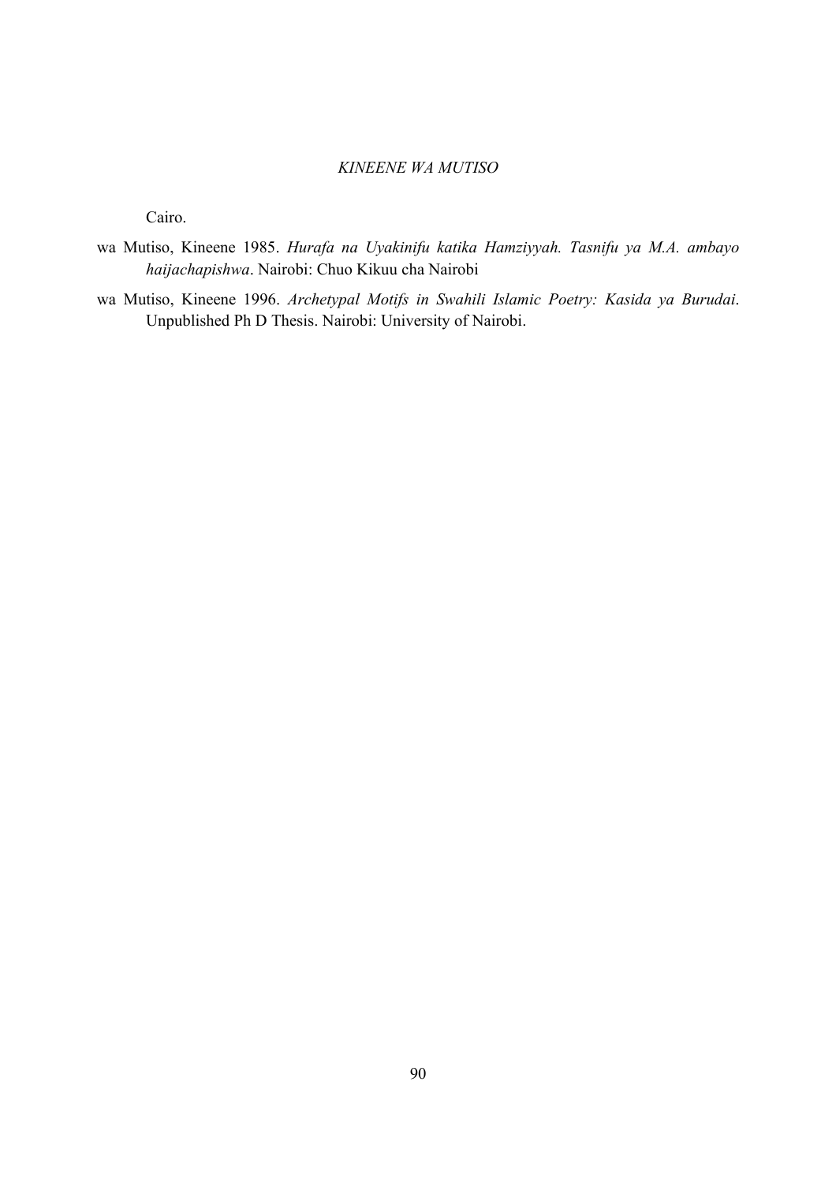Cairo.

wa Mutiso, Kineene 1985. *Hurafa na Uyakinifu katika Hamziyyah. Tasnifu ya M.A. ambayo haijachapishwa*. Nairobi: Chuo Kikuu cha Nairobi

wa Mutiso, Kineene 1996. *Archetypal Motifs in Swahili Islamic Poetry: Kasida ya Burudai*. Unpublished Ph D Thesis. Nairobi: University of Nairobi.